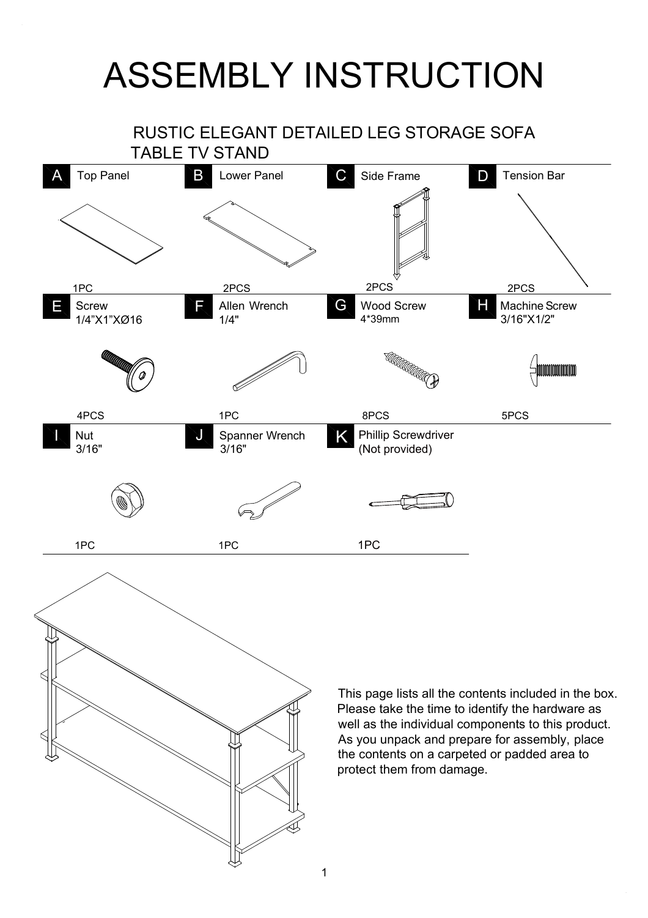# ASSEMBLY INSTRUCTION

## RUSTIC ELEGANT DETAILED LEG STORAGE SOFA TABLE TV STAND

| Part | Name | Quantity |
| --- | --- | --- |
| A | Top Panel | 1PC |
| B | Lower Panel | 2PCS |
| C | Side Frame | 2PCS |
| D | Tension Bar | 2PCS |
| E | Screw 1/4"X1"XØ16 | 4PCS |
| F | Allen Wrench 1/4" | 1PC |
| G | Wood Screw 4*39mm | 8PCS |
| H | Machine Screw 3/16"X1/2" | 5PCS |
| I | Nut 3/16" | 1PC |
| J | Spanner Wrench 3/16" | 1PC |
| K | Phillip Screwdriver (Not provided) | 1PC |

This page lists all the contents included in the box. Please take the time to identify the hardware as well as the individual components to this product. As you unpack and prepare for assembly, place the contents on a carpeted or padded area to protect them from damage.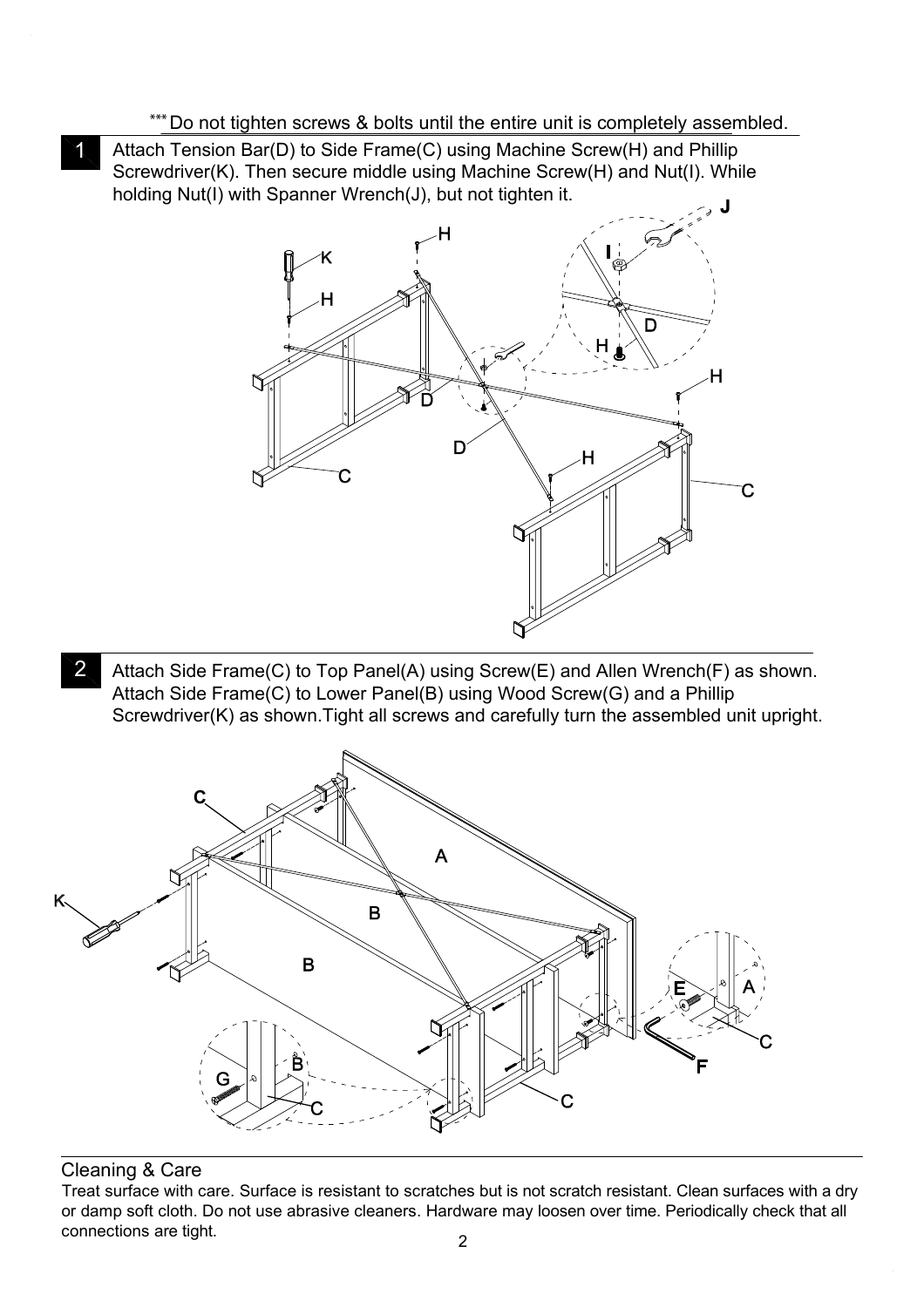*** Do not tighten screws & bolts until the entire unit is completely assembled.

**1** Attach Tension Bar(D) to Side Frame(C) using Machine Screw(H) and Phillip Screwdriver(K). Then secure middle using Machine Screw(H) and Nut(I). While holding Nut(I) with Spanner Wrench(J), but not tighten it.

J
H
K
H
I
D
H
H
D
D
H
C
C

**2** Attach Side Frame(C) to Top Panel(A) using Screw(E) and Allen Wrench(F) as shown. Attach Side Frame(C) to Lower Panel(B) using Wood Screw(G) and a Phillip Screwdriver(K) as shown.Tight all screws and carefully turn the assembled unit upright.

C
A
K
B
B
E
A
C
F
B
G
C
C

## Cleaning & Care

Treat surface with care. Surface is resistant to scratches but is not scratch resistant. Clean surfaces with a dry or damp soft cloth. Do not use abrasive cleaners. Hardware may loosen over time. Periodically check that all connections are tight.